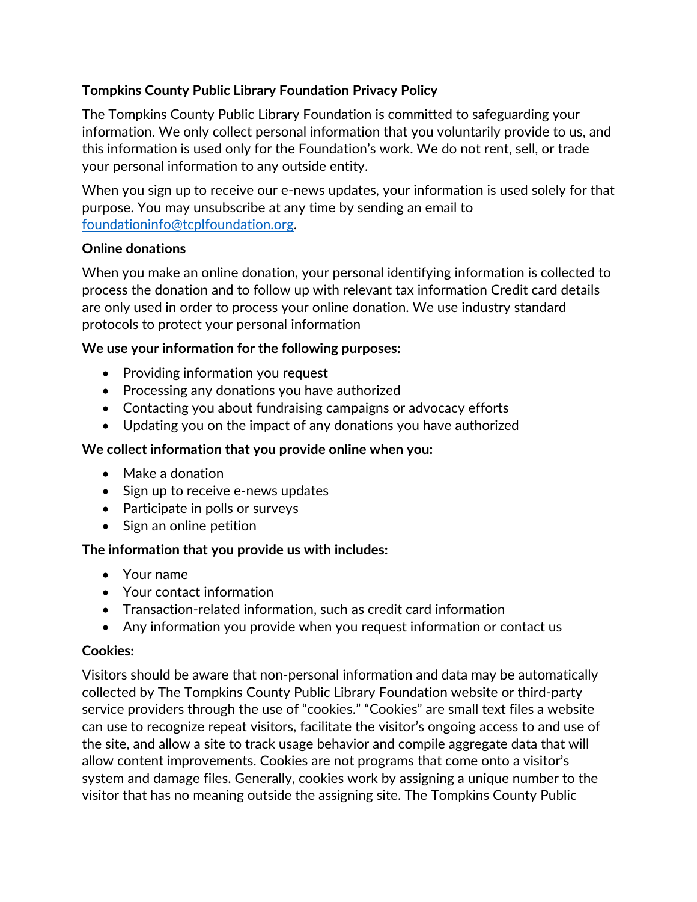**Tompkins County Public Library Foundation Privacy Policy**

The Tompkins County Public Library Foundation is committed to safeguarding your information. We only collect personal information that you voluntarily provide to us, and this information is used only for the Foundation's work. We do not rent, sell, or trade your personal information to any outside entity.

When you sign up to receive our e-news updates, your information is used solely for that purpose. You may unsubscribe at any time by sending an email to foundationinfo@tcplfoundation.org.

**Online donations**

When you make an online donation, your personal identifying information is collected to process the donation and to follow up with relevant tax information Credit card details are only used in order to process your online donation. We use industry standard protocols to protect your personal information

**We use your information for the following purposes:**

- Providing information you request
- Processing any donations you have authorized
- Contacting you about fundraising campaigns or advocacy efforts
- Updating you on the impact of any donations you have authorized

**We collect information that you provide online when you:**

- Make a donation
- Sign up to receive e-news updates
- Participate in polls or surveys
- Sign an online petition

**The information that you provide us with includes:**

- Your name
- Your contact information
- Transaction-related information, such as credit card information
- Any information you provide when you request information or contact us

**Cookies:**

Visitors should be aware that non-personal information and data may be automatically collected by The Tompkins County Public Library Foundation website or third-party service providers through the use of "cookies." "Cookies" are small text files a website can use to recognize repeat visitors, facilitate the visitor's ongoing access to and use of the site, and allow a site to track usage behavior and compile aggregate data that will allow content improvements. Cookies are not programs that come onto a visitor's system and damage files. Generally, cookies work by assigning a unique number to the visitor that has no meaning outside the assigning site. The Tompkins County Public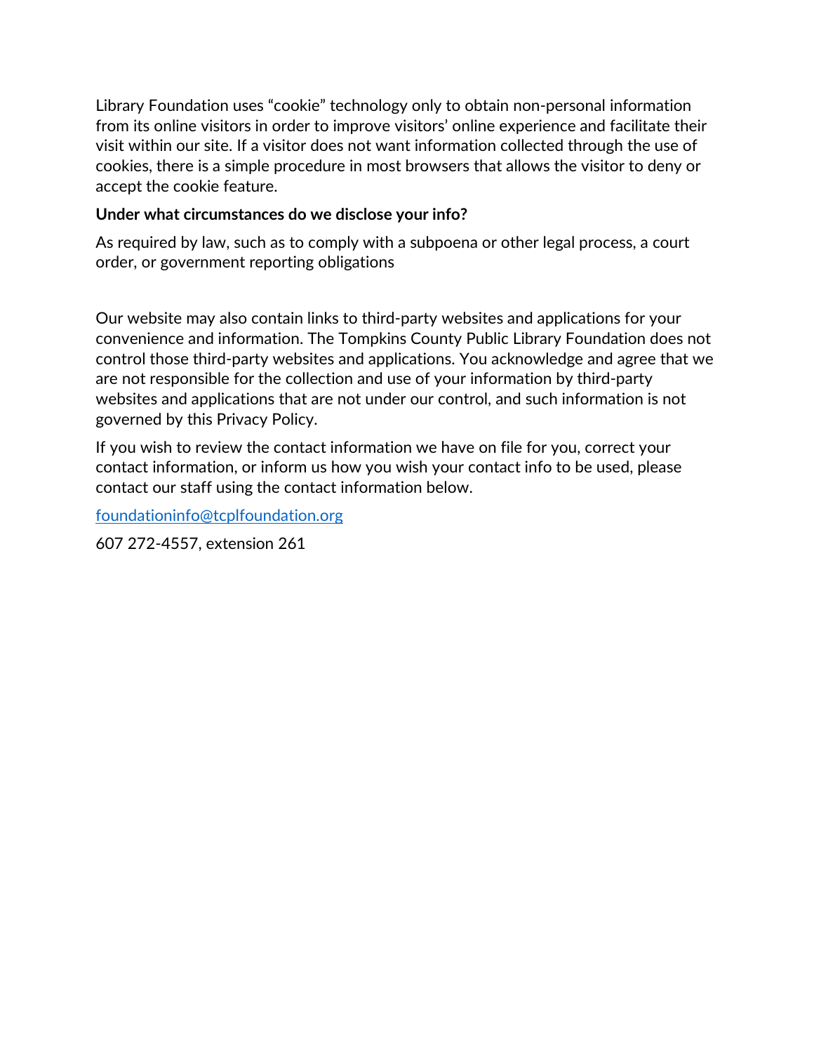Library Foundation uses "cookie" technology only to obtain non-personal information from its online visitors in order to improve visitors' online experience and facilitate their visit within our site. If a visitor does not want information collected through the use of cookies, there is a simple procedure in most browsers that allows the visitor to deny or accept the cookie feature.

**Under what circumstances do we disclose your info?**

As required by law, such as to comply with a subpoena or other legal process, a court order, or government reporting obligations

Our website may also contain links to third-party websites and applications for your convenience and information. The Tompkins County Public Library Foundation does not control those third-party websites and applications. You acknowledge and agree that we are not responsible for the collection and use of your information by third-party websites and applications that are not under our control, and such information is not governed by this Privacy Policy.

If you wish to review the contact information we have on file for you, correct your contact information, or inform us how you wish your contact info to be used, please contact our staff using the contact information below.

foundationinfo@tcplfoundation.org

607 272-4557, extension 261